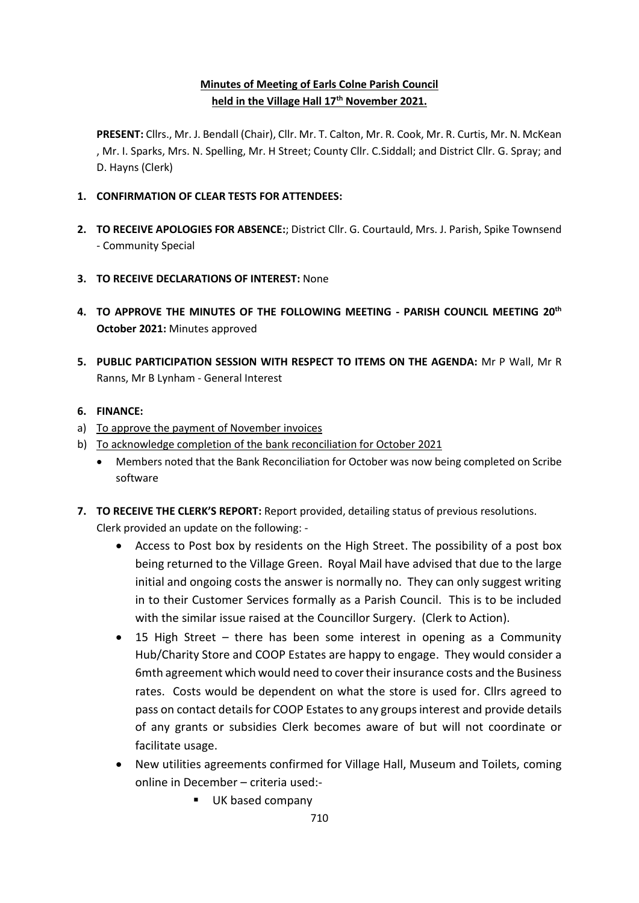**Minutes of Meeting of Earls Colne Parish Council held in the Village Hall 17th November 2021.**

**PRESENT:** Cllrs., Mr. J. Bendall (Chair), Cllr. Mr. T. Calton, Mr. R. Cook, Mr. R. Curtis, Mr. N. McKean , Mr. I. Sparks, Mrs. N. Spelling, Mr. H Street; County Cllr. C.Siddall; and District Cllr. G. Spray; and D. Hayns (Clerk)

1. **CONFIRMATION OF CLEAR TESTS FOR ATTENDEES:**

2. **TO RECEIVE APOLOGIES FOR ABSENCE:**; District Cllr. G. Courtauld, Mrs. J. Parish, Spike Townsend - Community Special

3. **TO RECEIVE DECLARATIONS OF INTEREST:** None

4. **TO APPROVE THE MINUTES OF THE FOLLOWING MEETING - PARISH COUNCIL MEETING 20th October 2021:** Minutes approved

5. **PUBLIC PARTICIPATION SESSION WITH RESPECT TO ITEMS ON THE AGENDA:** Mr P Wall, Mr R Ranns, Mr B Lynham - General Interest

6. **FINANCE:**

a) To approve the payment of November invoices
b) To acknowledge completion of the bank reconciliation for October 2021
   - Members noted that the Bank Reconciliation for October was now being completed on Scribe software

7. **TO RECEIVE THE CLERK'S REPORT:** Report provided, detailing status of previous resolutions. Clerk provided an update on the following: -
   - Access to Post box by residents on the High Street. The possibility of a post box being returned to the Village Green. Royal Mail have advised that due to the large initial and ongoing costs the answer is normally no. They can only suggest writing in to their Customer Services formally as a Parish Council. This is to be included with the similar issue raised at the Councillor Surgery. (Clerk to Action).
   - 15 High Street – there has been some interest in opening as a Community Hub/Charity Store and COOP Estates are happy to engage. They would consider a 6mth agreement which would need to cover their insurance costs and the Business rates. Costs would be dependent on what the store is used for. Cllrs agreed to pass on contact details for COOP Estates to any groups interest and provide details of any grants or subsidies Clerk becomes aware of but will not coordinate or facilitate usage.
   - New utilities agreements confirmed for Village Hall, Museum and Toilets, coming online in December – criteria used:-
     - UK based company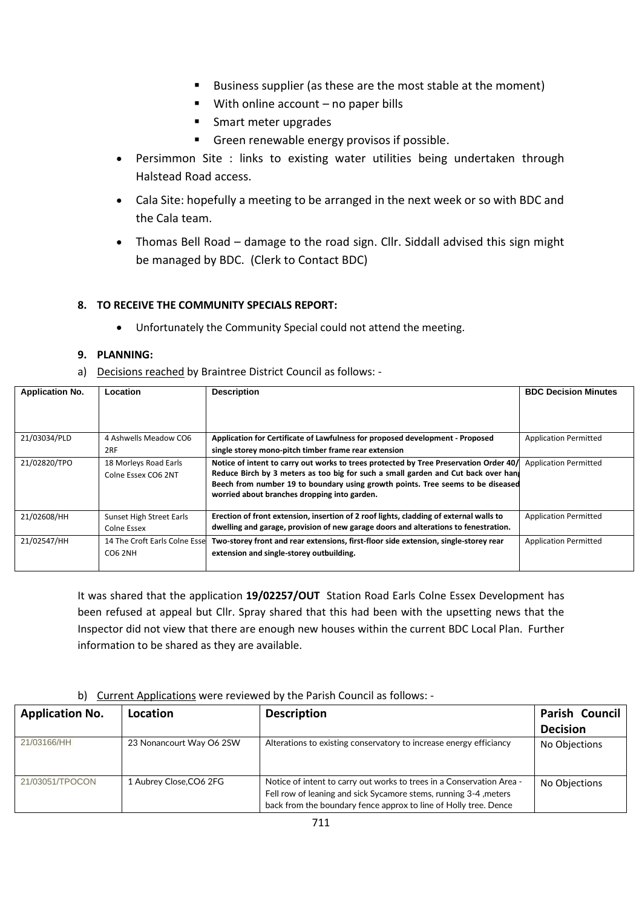- Business supplier (as these are the most stable at the moment)
- With online account – no paper bills
- Smart meter upgrades
- Green renewable energy provisos if possible.

- Persimmon Site : links to existing water utilities being undertaken through Halstead Road access.
- Cala Site: hopefully a meeting to be arranged in the next week or so with BDC and the Cala team.
- Thomas Bell Road – damage to the road sign. Cllr. Siddall advised this sign might be managed by BDC. (Clerk to Contact BDC)

**8. TO RECEIVE THE COMMUNITY SPECIALS REPORT:**

- Unfortunately the Community Special could not attend the meeting.

**9. PLANNING:**

a) Decisions reached by Braintree District Council as follows: -

| Application No. | Location | Description | BDC Decision Minutes |
|---|---|---|---|
| 21/03034/PLD | 4 Ashwells Meadow CO6 2RF | **Application for Certificate of Lawfulness for proposed development - Proposed single storey mono-pitch timber frame rear extension** | Application Permitted |
| 21/02820/TPO | 18 Morleys Road Earls Colne Essex CO6 2NT | **Notice of intent to carry out works to trees protected by Tree Preservation Order 40/ Reduce Birch by 3 meters as too big for such a small garden and Cut back over hang Beech from number 19 to boundary using growth points. Tree seems to be diseased worried about branches dropping into garden.** | Application Permitted |
| 21/02608/HH | Sunset High Street Earls Colne Essex | **Erection of front extension, insertion of 2 roof lights, cladding of external walls to dwelling and garage, provision of new garage doors and alterations to fenestration.** | Application Permitted |
| 21/02547/HH | 14 The Croft Earls Colne Esse CO6 2NH | **Two-storey front and rear extensions, first-floor side extension, single-storey rear extension and single-storey outbuilding.** | Application Permitted |

It was shared that the application **19/02257/OUT** Station Road Earls Colne Essex Development has been refused at appeal but Cllr. Spray shared that this had been with the upsetting news that the Inspector did not view that there are enough new houses within the current BDC Local Plan. Further information to be shared as they are available.

b) Current Applications were reviewed by the Parish Council as follows: -

| Application No. | Location | Description | Parish Council Decision |
|---|---|---|---|
| 21/03166/HH | 23 Nonancourt Way O6 2SW | Alterations to existing conservatory to increase energy efficiancy | No Objections |
| 21/03051/TPOCON | 1 Aubrey Close,CO6 2FG | Notice of intent to carry out works to trees in a Conservation Area - Fell row of leaning and sick Sycamore stems, running 3-4 ,meters back from the boundary fence approx to line of Holly tree. Dence | No Objections |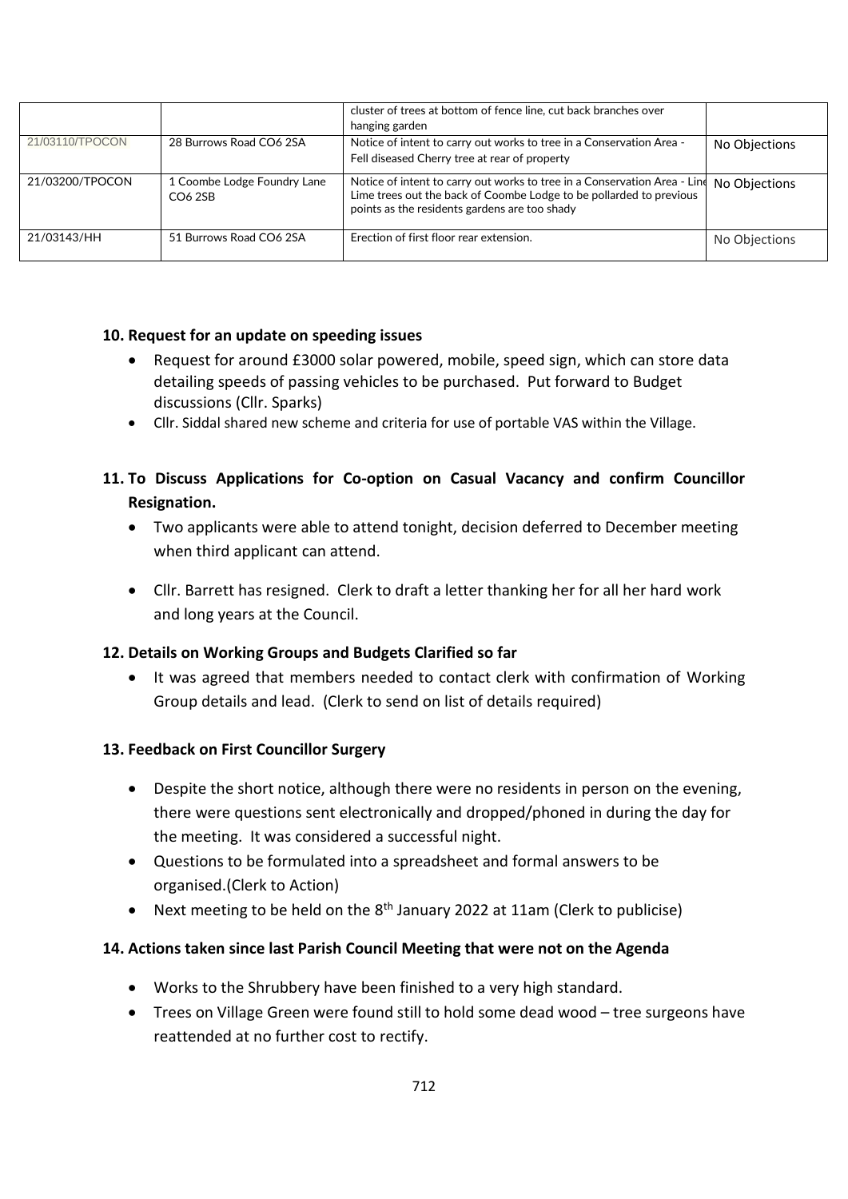|  |  | cluster of trees at bottom of fence line, cut back branches over hanging garden |  |
| --- | --- | --- | --- |
| 21/03110/TPOCON | 28 Burrows Road CO6 2SA | Notice of intent to carry out works to tree in a Conservation Area - Fell diseased Cherry tree at rear of property | No Objections |
| 21/03200/TPOCON | 1 Coombe Lodge Foundry Lane CO6 2SB | Notice of intent to carry out works to tree in a Conservation Area - Line Lime trees out the back of Coombe Lodge to be pollarded to previous points as the residents gardens are too shady | No Objections |
| 21/03143/HH | 51 Burrows Road CO6 2SA | Erection of first floor rear extension. | No Objections |

**10. Request for an update on speeding issues**

- Request for around £3000 solar powered, mobile, speed sign, which can store data detailing speeds of passing vehicles to be purchased. Put forward to Budget discussions (Cllr. Sparks)
- Cllr. Siddal shared new scheme and criteria for use of portable VAS within the Village.

**11. To Discuss Applications for Co-option on Casual Vacancy and confirm Councillor Resignation.**

- Two applicants were able to attend tonight, decision deferred to December meeting when third applicant can attend.
- Cllr. Barrett has resigned. Clerk to draft a letter thanking her for all her hard work and long years at the Council.

**12. Details on Working Groups and Budgets Clarified so far**

- It was agreed that members needed to contact clerk with confirmation of Working Group details and lead. (Clerk to send on list of details required)

**13. Feedback on First Councillor Surgery**

- Despite the short notice, although there were no residents in person on the evening, there were questions sent electronically and dropped/phoned in during the day for the meeting. It was considered a successful night.
- Questions to be formulated into a spreadsheet and formal answers to be organised.(Clerk to Action)
- Next meeting to be held on the 8th January 2022 at 11am (Clerk to publicise)

**14. Actions taken since last Parish Council Meeting that were not on the Agenda**

- Works to the Shrubbery have been finished to a very high standard.
- Trees on Village Green were found still to hold some dead wood – tree surgeons have reattended at no further cost to rectify.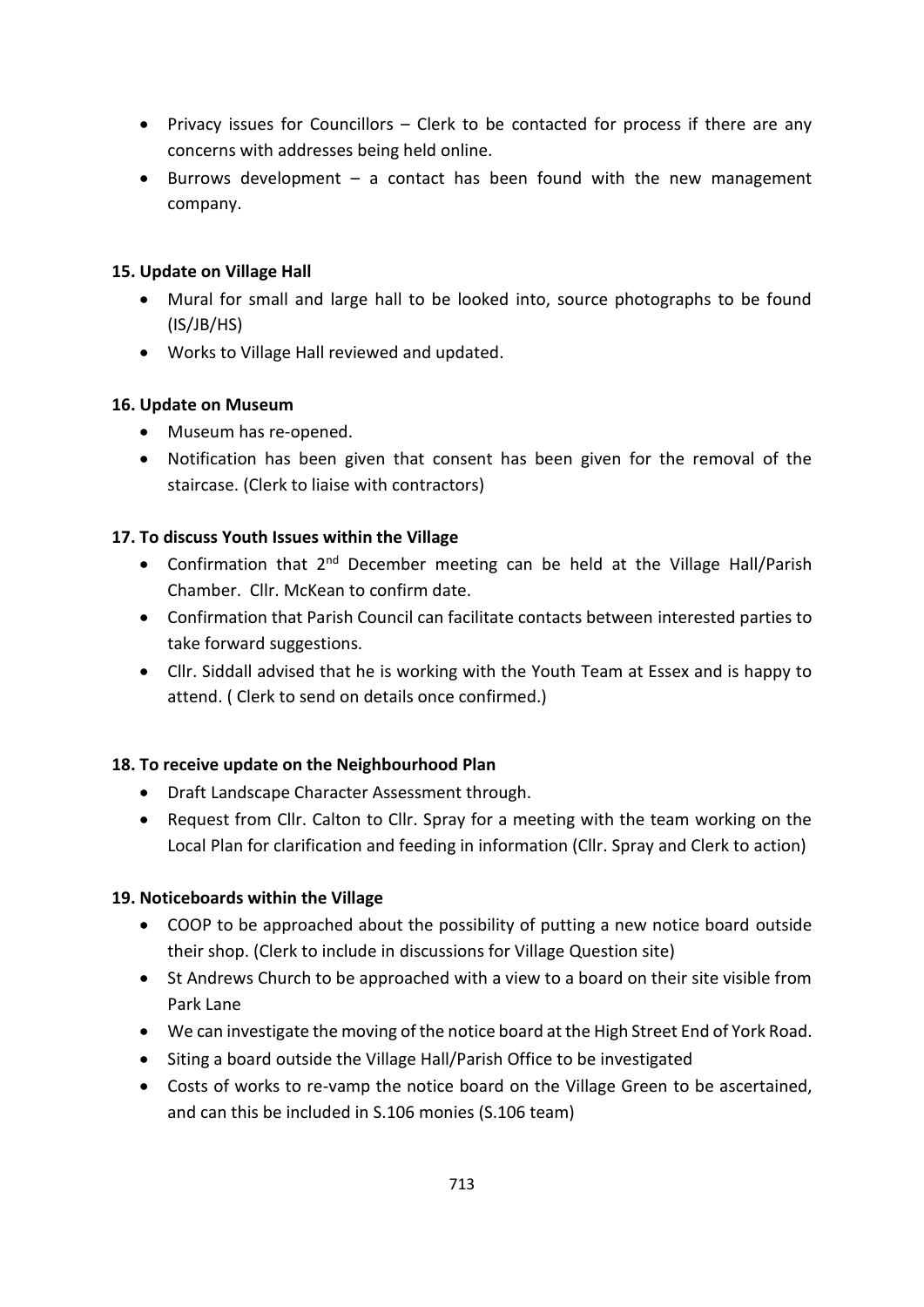- Privacy issues for Councillors – Clerk to be contacted for process if there are any concerns with addresses being held online.
- Burrows development – a contact has been found with the new management company.

**15. Update on Village Hall**

- Mural for small and large hall to be looked into, source photographs to be found (IS/JB/HS)
- Works to Village Hall reviewed and updated.

**16. Update on Museum**

- Museum has re-opened.
- Notification has been given that consent has been given for the removal of the staircase. (Clerk to liaise with contractors)

**17. To discuss Youth Issues within the Village**

- Confirmation that 2nd December meeting can be held at the Village Hall/Parish Chamber. Cllr. McKean to confirm date.
- Confirmation that Parish Council can facilitate contacts between interested parties to take forward suggestions.
- Cllr. Siddall advised that he is working with the Youth Team at Essex and is happy to attend. ( Clerk to send on details once confirmed.)

**18. To receive update on the Neighbourhood Plan**

- Draft Landscape Character Assessment through.
- Request from Cllr. Calton to Cllr. Spray for a meeting with the team working on the Local Plan for clarification and feeding in information (Cllr. Spray and Clerk to action)

**19. Noticeboards within the Village**

- COOP to be approached about the possibility of putting a new notice board outside their shop. (Clerk to include in discussions for Village Question site)
- St Andrews Church to be approached with a view to a board on their site visible from Park Lane
- We can investigate the moving of the notice board at the High Street End of York Road.
- Siting a board outside the Village Hall/Parish Office to be investigated
- Costs of works to re-vamp the notice board on the Village Green to be ascertained, and can this be included in S.106 monies (S.106 team)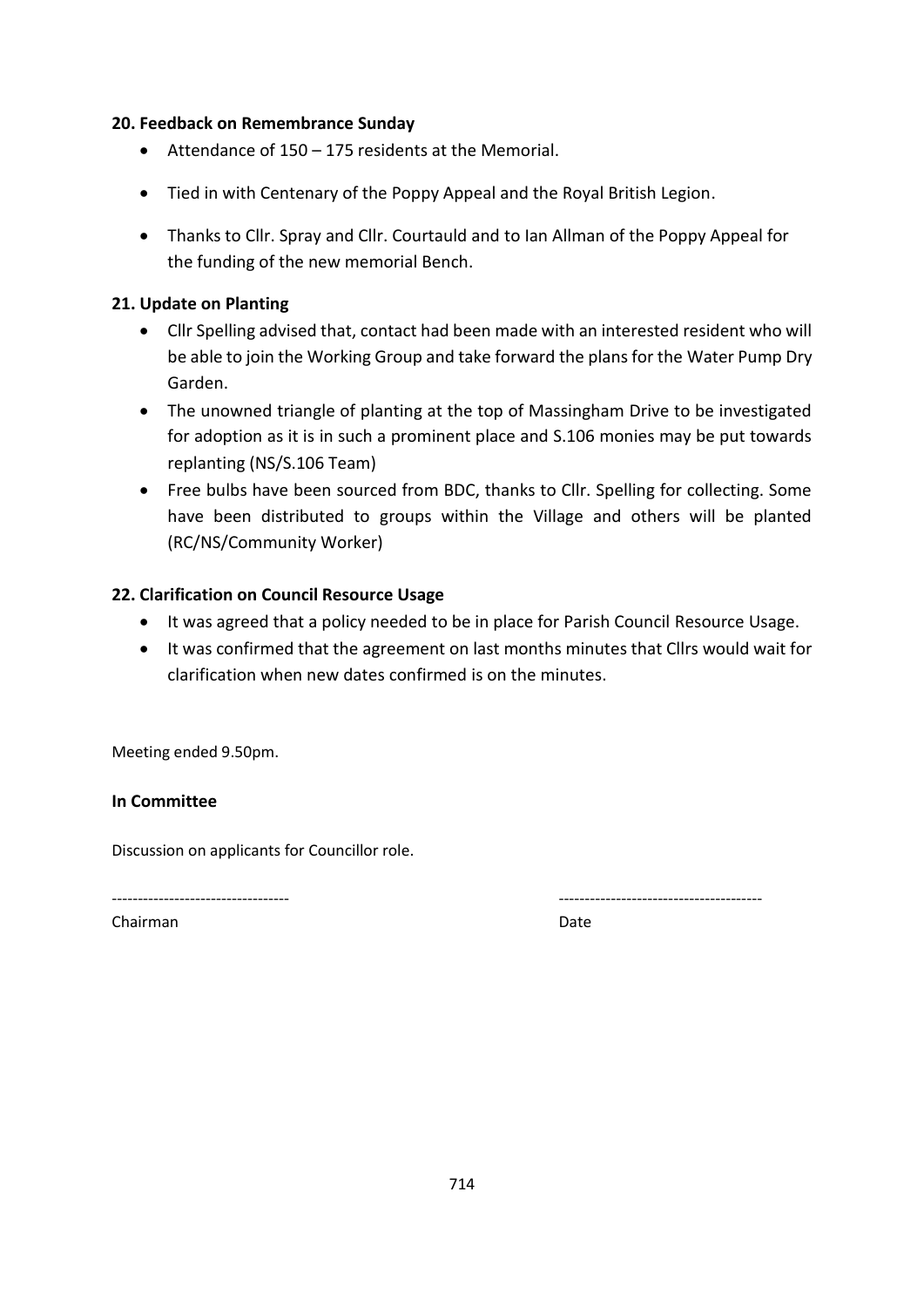**20. Feedback on Remembrance Sunday**

- Attendance of 150 – 175 residents at the Memorial.
- Tied in with Centenary of the Poppy Appeal and the Royal British Legion.
- Thanks to Cllr. Spray and Cllr. Courtauld and to Ian Allman of the Poppy Appeal for the funding of the new memorial Bench.

**21. Update on Planting**

- Cllr Spelling advised that, contact had been made with an interested resident who will be able to join the Working Group and take forward the plans for the Water Pump Dry Garden.
- The unowned triangle of planting at the top of Massingham Drive to be investigated for adoption as it is in such a prominent place and S.106 monies may be put towards replanting (NS/S.106 Team)
- Free bulbs have been sourced from BDC, thanks to Cllr. Spelling for collecting. Some have been distributed to groups within the Village and others will be planted (RC/NS/Community Worker)

**22. Clarification on Council Resource Usage**

- It was agreed that a policy needed to be in place for Parish Council Resource Usage.
- It was confirmed that the agreement on last months minutes that Cllrs would wait for clarification when new dates confirmed is on the minutes.

Meeting ended 9.50pm.

**In Committee**

Discussion on applicants for Councillor role.

---------------------------------- --------------------------------------

Chairman Date